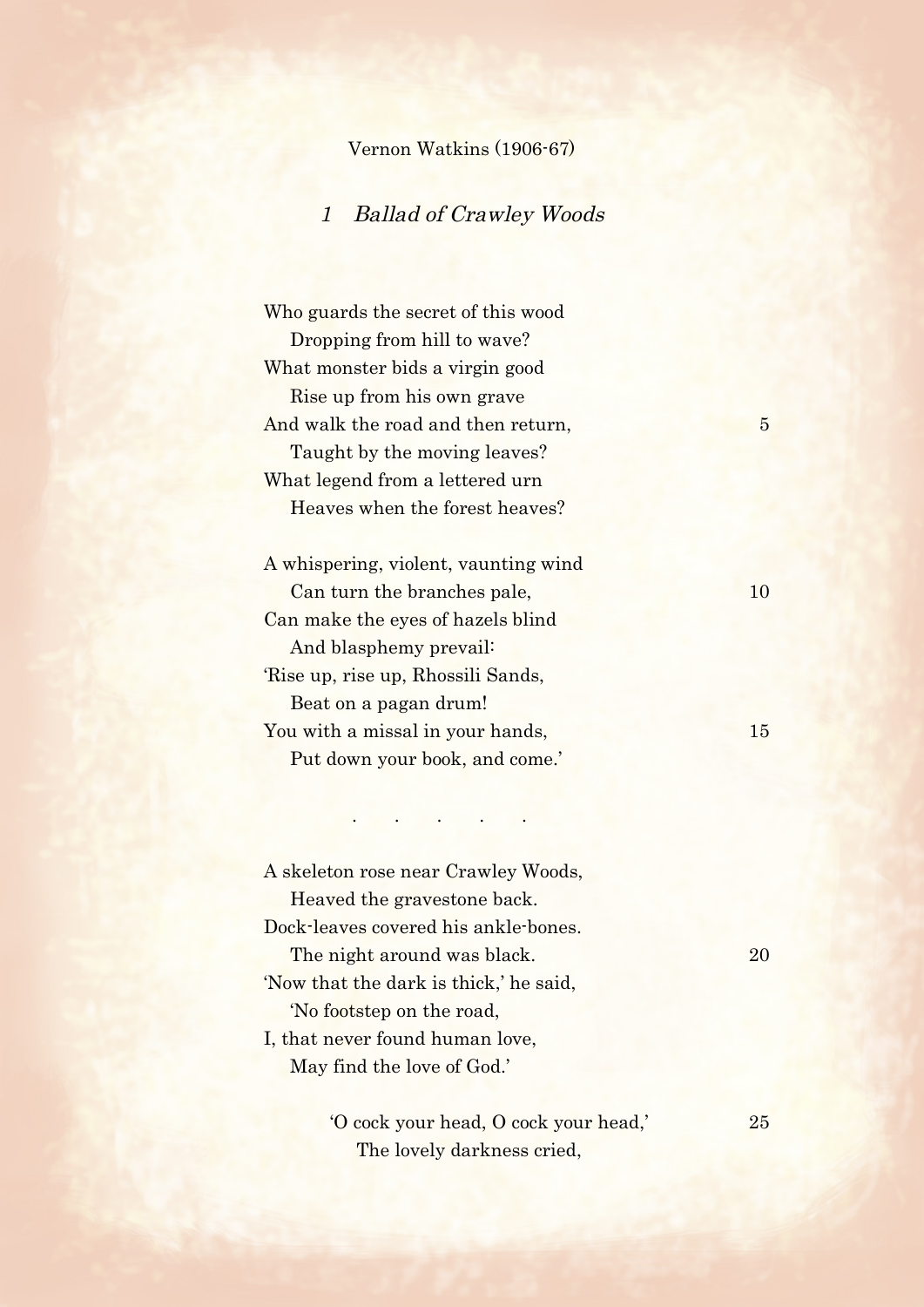Vernon Watkins (1906-67)

## 1 *Ballad of Crawley Woods*

Who guards the secret of this wood  
&nbsp;&nbsp;&nbsp;&nbsp;Dropping from hill to wave?  
What monster bids a virgin good  
&nbsp;&nbsp;&nbsp;&nbsp;Rise up from his own grave  
And walk the road and then return, 5  
&nbsp;&nbsp;&nbsp;&nbsp;Taught by the moving leaves?  
What legend from a lettered urn  
&nbsp;&nbsp;&nbsp;&nbsp;Heaves when the forest heaves?

A whispering, violent, vaunting wind  
&nbsp;&nbsp;&nbsp;&nbsp;Can turn the branches pale, 10  
Can make the eyes of hazels blind  
&nbsp;&nbsp;&nbsp;&nbsp;And blasphemy prevail:  
'Rise up, rise up, Rhossili Sands,  
&nbsp;&nbsp;&nbsp;&nbsp;Beat on a pagan drum!  
You with a missal in your hands, 15  
&nbsp;&nbsp;&nbsp;&nbsp;Put down your book, and come.'

. . . . .

A skeleton rose near Crawley Woods,  
&nbsp;&nbsp;&nbsp;&nbsp;Heaved the gravestone back.  
Dock-leaves covered his ankle-bones.  
&nbsp;&nbsp;&nbsp;&nbsp;The night around was black. 20  
'Now that the dark is thick,' he said,  
&nbsp;&nbsp;&nbsp;&nbsp;'No footstep on the road,  
I, that never found human love,  
&nbsp;&nbsp;&nbsp;&nbsp;May find the love of God.'

&nbsp;&nbsp;&nbsp;&nbsp;&nbsp;&nbsp;&nbsp;&nbsp;'O cock your head, O cock your head,' 25  
&nbsp;&nbsp;&nbsp;&nbsp;&nbsp;&nbsp;&nbsp;&nbsp;&nbsp;&nbsp;&nbsp;&nbsp;The lovely darkness cried,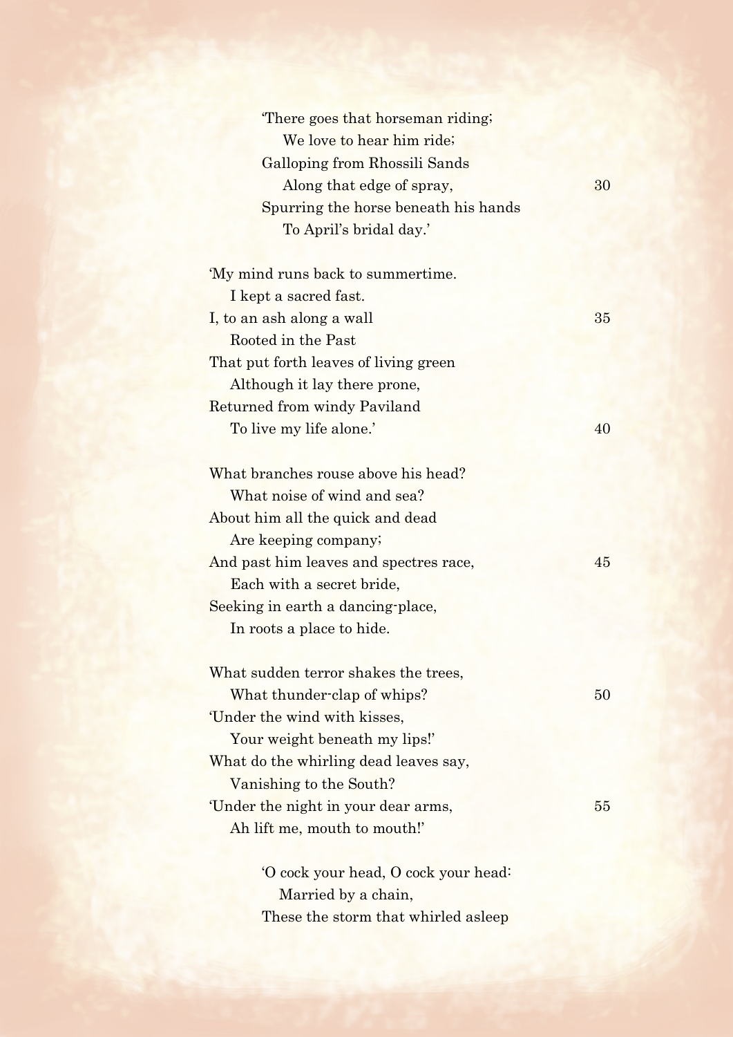'There goes that horseman riding;
&nbsp;&nbsp;&nbsp;&nbsp;We love to hear him ride;
Galloping from Rhossili Sands
&nbsp;&nbsp;&nbsp;&nbsp;Along that edge of spray,
Spurring the horse beneath his hands
&nbsp;&nbsp;&nbsp;&nbsp;To April's bridal day.'

'My mind runs back to summertime.
&nbsp;&nbsp;&nbsp;&nbsp;I kept a sacred fast.
I, to an ash along a wall
&nbsp;&nbsp;&nbsp;&nbsp;Rooted in the Past
That put forth leaves of living green
&nbsp;&nbsp;&nbsp;&nbsp;Although it lay there prone,
Returned from windy Paviland
&nbsp;&nbsp;&nbsp;&nbsp;To live my life alone.'

What branches rouse above his head?
&nbsp;&nbsp;&nbsp;&nbsp;What noise of wind and sea?
About him all the quick and dead
&nbsp;&nbsp;&nbsp;&nbsp;Are keeping company;
And past him leaves and spectres race,
&nbsp;&nbsp;&nbsp;&nbsp;Each with a secret bride,
Seeking in earth a dancing-place,
&nbsp;&nbsp;&nbsp;&nbsp;In roots a place to hide.

What sudden terror shakes the trees,
&nbsp;&nbsp;&nbsp;&nbsp;What thunder-clap of whips?
'Under the wind with kisses,
&nbsp;&nbsp;&nbsp;&nbsp;Your weight beneath my lips!'
What do the whirling dead leaves say,
&nbsp;&nbsp;&nbsp;&nbsp;Vanishing to the South?
'Under the night in your dear arms,
&nbsp;&nbsp;&nbsp;&nbsp;Ah lift me, mouth to mouth!'

'O cock your head, O cock your head:
&nbsp;&nbsp;&nbsp;&nbsp;Married by a chain,
These the storm that whirled asleep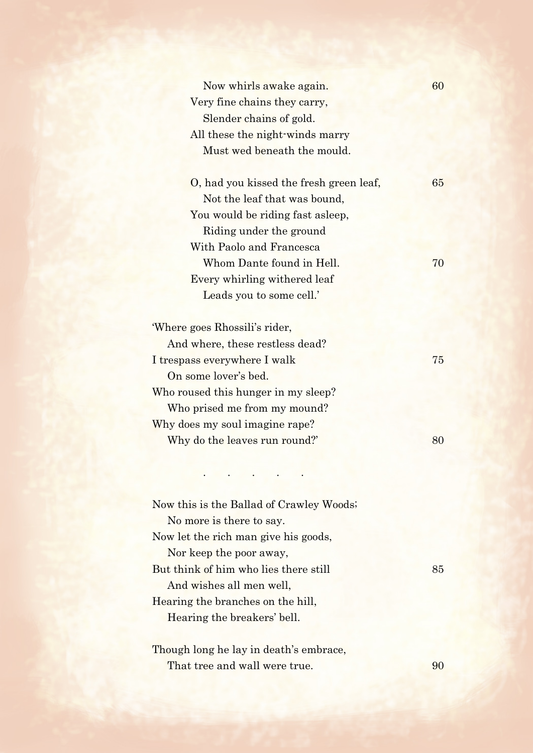Now whirls awake again.  
Very fine chains they carry,  
Slender chains of gold.  
All these the night-winds marry  
Must wed beneath the mould.

O, had you kissed the fresh green leaf,  
Not the leaf that was bound,  
You would be riding fast asleep,  
Riding under the ground  
With Paolo and Francesca  
Whom Dante found in Hell.  
Every whirling withered leaf  
Leads you to some cell.'

'Where goes Rhossili's rider,  
And where, these restless dead?  
I trespass everywhere I walk  
On some lover's bed.  
Who roused this hunger in my sleep?  
Who prised me from my mound?  
Why does my soul imagine rape?  
Why do the leaves run round?'

. . . . .

Now this is the Ballad of Crawley Woods;  
No more is there to say.  
Now let the rich man give his goods,  
Nor keep the poor away,  
But think of him who lies there still  
And wishes all men well,  
Hearing the branches on the hill,  
Hearing the breakers' bell.

Though long he lay in death's embrace,  
That tree and wall were true.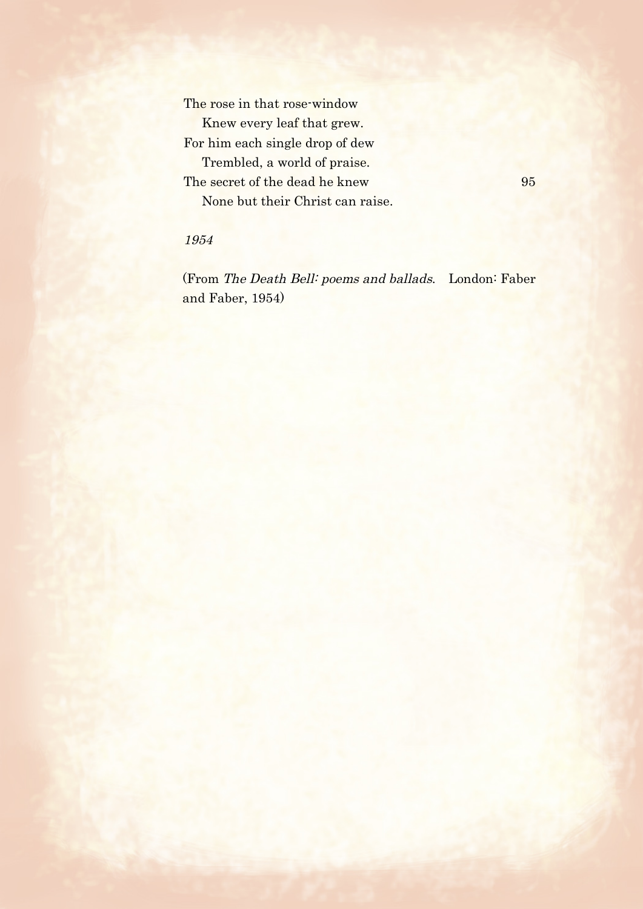The rose in that rose-window
    Knew every leaf that grew.
For him each single drop of dew
    Trembled, a world of praise.
The secret of the dead he knew    95
    None but their Christ can raise.

*1954*

(From *The Death Bell: poems and ballads*. London: Faber and Faber, 1954)